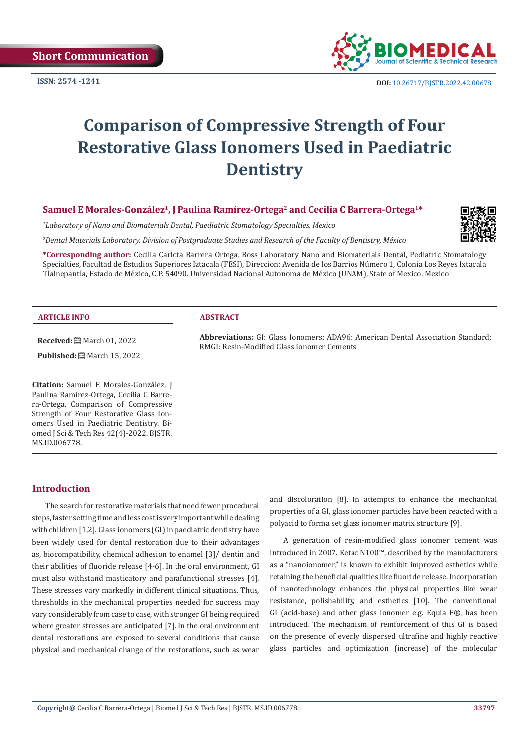Short Communication

ISSN: 2574 -1241

DOI: 10.26717/BJSTR.2022.42.00678

# Comparison of Compressive Strength of Four Restorative Glass Ionomers Used in Paediatric Dentistry

**Samuel E Morales-González[1], J Paulina Ramírez-Ortega[2] and Cecilia C Barrera-Ortega[1]***

*[1]Laboratory of Nano and Biomaterials Dental, Paediatric Stomatology Specialties, Mexico*

*[2]Dental Materials Laboratory. Division of Postgraduate Studies and Research of the Faculty of Dentistry, México*

**\*Corresponding author:** Cecilia Carlota Barrera Ortega, Boss Laboratory Nano and Biomaterials Dental, Pediatric Stomatology Specialties, Facultad de Estudios Superiores Iztacala (FESI), Direccion: Avenida de los Barrios Número 1, Colonia Los Reyes Ixtacala Tlalnepantla, Estado de México, C.P. 54090. Universidad Nacional Autonoma de México (UNAM), State of Mexico, Mexico

**ARTICLE INFO**

**Received:** March 01, 2022

**Published:** March 15, 2022

**Citation:** Samuel E Morales-González, J Paulina Ramírez-Ortega, Cecilia C Barrera-Ortega. Comparison of Compressive Strength of Four Restorative Glass Ionomers Used in Paediatric Dentistry. Biomed J Sci & Tech Res 42(4)-2022. BJSTR. MS.ID.006778.

**ABSTRACT**

**Abbreviations:** GI: Glass Ionomers; ADA96: American Dental Association Standard; RMGI: Resin-Modified Glass Ionomer Cements

## Introduction

The search for restorative materials that need fewer procedural steps, faster setting time and less cost is very important while dealing with children [1,2]. Glass ionomers (GI) in paediatric dentistry have been widely used for dental restoration due to their advantages as, biocompatibility, chemical adhesion to enamel [3]/ dentin and their abilities of fluoride release [4-6]. In the oral environment, GI must also withstand masticatory and parafunctional stresses [4]. These stresses vary markedly in different clinical situations. Thus, thresholds in the mechanical properties needed for success may vary considerably from case to case, with stronger GI being required where greater stresses are anticipated [7]. In the oral environment dental restorations are exposed to several conditions that cause physical and mechanical change of the restorations, such as wear and discoloration [8]. In attempts to enhance the mechanical properties of a GI, glass ionomer particles have been reacted with a polyacid to forma set glass ionomer matrix structure [9].

A generation of resin-modified glass ionomer cement was introduced in 2007. Ketac N100™, described by the manufacturers as a "nanoionomer," is known to exhibit improved esthetics while retaining the beneficial qualities like fluoride release. Incorporation of nanotechnology enhances the physical properties like wear resistance, polishability, and esthetics [10]. The conventional GI (acid-base) and other glass ionomer e.g. Equia F®, has been introduced. The mechanism of reinforcement of this GI is based on the presence of evenly dispersed ultrafine and highly reactive glass particles and optimization (increase) of the molecular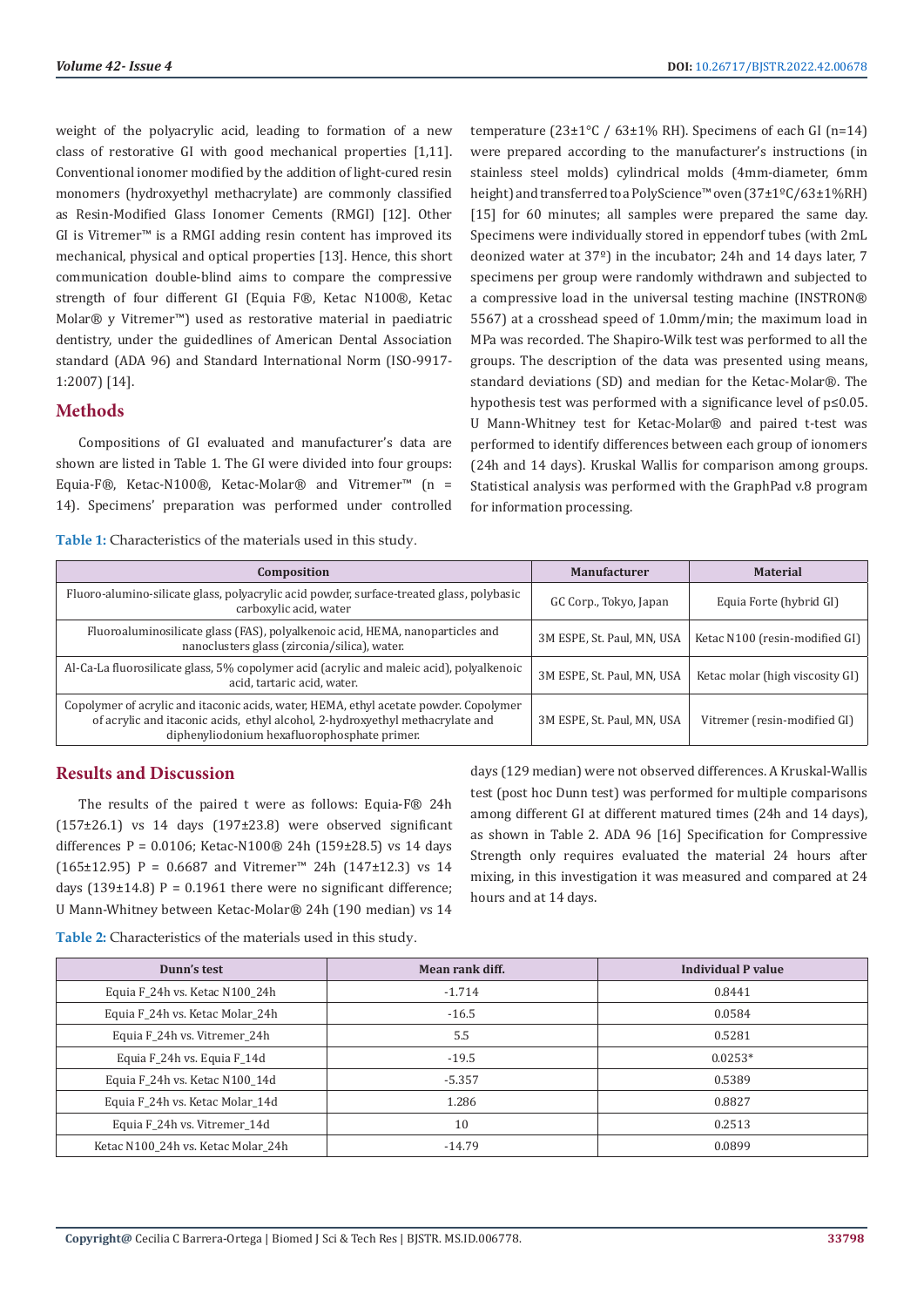weight of the polyacrylic acid, leading to formation of a new class of restorative GI with good mechanical properties [1,11]. Conventional ionomer modified by the addition of light-cured resin monomers (hydroxyethyl methacrylate) are commonly classified as Resin-Modified Glass Ionomer Cements (RMGI) [12]. Other GI is Vitremer™ is a RMGI adding resin content has improved its mechanical, physical and optical properties [13]. Hence, this short communication double-blind aims to compare the compressive strength of four different GI (Equia F®, Ketac N100®, Ketac Molar® y Vitremer™) used as restorative material in paediatric dentistry, under the guidedlines of American Dental Association standard (ADA 96) and Standard International Norm (ISO-9917-1:2007) [14].

## Methods

Compositions of GI evaluated and manufacturer's data are shown are listed in Table 1. The GI were divided into four groups: Equia-F®, Ketac-N100®, Ketac-Molar® and Vitremer™ (n = 14). Specimens' preparation was performed under controlled temperature (23±1°C / 63±1% RH). Specimens of each GI (n=14) were prepared according to the manufacturer's instructions (in stainless steel molds) cylindrical molds (4mm-diameter, 6mm height) and transferred to a PolyScience™ oven (37±1ºC/63±1%RH) [15] for 60 minutes; all samples were prepared the same day. Specimens were individually stored in eppendorf tubes (with 2mL deonized water at 37º) in the incubator; 24h and 14 days later, 7 specimens per group were randomly withdrawn and subjected to a compressive load in the universal testing machine (INSTRON® 5567) at a crosshead speed of 1.0mm/min; the maximum load in MPa was recorded. The Shapiro-Wilk test was performed to all the groups. The description of the data was presented using means, standard deviations (SD) and median for the Ketac-Molar®. The hypothesis test was performed with a significance level of p≤0.05. U Mann-Whitney test for Ketac-Molar® and paired t-test was performed to identify differences between each group of ionomers (24h and 14 days). Kruskal Wallis for comparison among groups. Statistical analysis was performed with the GraphPad v.8 program for information processing.

**Table 1:** Characteristics of the materials used in this study.

| Composition | Manufacturer | Material |
|---|---|---|
| Fluoro-alumino-silicate glass, polyacrylic acid powder, surface-treated glass, polybasic carboxylic acid, water | GC Corp., Tokyo, Japan | Equia Forte (hybrid GI) |
| Fluoroaluminosilicate glass (FAS), polyalkenoic acid, HEMA, nanoparticles and nanoclusters glass (zirconia/silica), water. | 3M ESPE, St. Paul, MN, USA | Ketac N100 (resin-modified GI) |
| Al-Ca-La fluorosilicate glass, 5% copolymer acid (acrylic and maleic acid), polyalkenoic acid, tartaric acid, water. | 3M ESPE, St. Paul, MN, USA | Ketac molar (high viscosity GI) |
| Copolymer of acrylic and itaconic acids, water, HEMA, ethyl acetate powder. Copolymer of acrylic and itaconic acids, ethyl alcohol, 2-hydroxyethyl methacrylate and diphenyliodonium hexafluorophosphate primer. | 3M ESPE, St. Paul, MN, USA | Vitremer (resin-modified GI) |

## Results and Discussion

The results of the paired t were as follows: Equia-F® 24h (157±26.1) vs 14 days (197±23.8) were observed significant differences P = 0.0106; Ketac-N100® 24h (159±28.5) vs 14 days (165±12.95) P = 0.6687 and Vitremer™ 24h (147±12.3) vs 14 days (139±14.8) P = 0.1961 there were no significant difference; U Mann-Whitney between Ketac-Molar® 24h (190 median) vs 14 days (129 median) were not observed differences. A Kruskal-Wallis test (post hoc Dunn test) was performed for multiple comparisons among different GI at different matured times (24h and 14 days), as shown in Table 2. ADA 96 [16] Specification for Compressive Strength only requires evaluated the material 24 hours after mixing, in this investigation it was measured and compared at 24 hours and at 14 days.

**Table 2:** Characteristics of the materials used in this study.

| Dunn's test | Mean rank diff. | Individual P value |
|---|---|---|
| Equia F_24h vs. Ketac N100_24h | -1.714 | 0.8441 |
| Equia F_24h vs. Ketac Molar_24h | -16.5 | 0.0584 |
| Equia F_24h vs. Vitremer_24h | 5.5 | 0.5281 |
| Equia F_24h vs. Equia F_14d | -19.5 | 0.0253* |
| Equia F_24h vs. Ketac N100_14d | -5.357 | 0.5389 |
| Equia F_24h vs. Ketac Molar_14d | 1.286 | 0.8827 |
| Equia F_24h vs. Vitremer_14d | 10 | 0.2513 |
| Ketac N100_24h vs. Ketac Molar_24h | -14.79 | 0.0899 |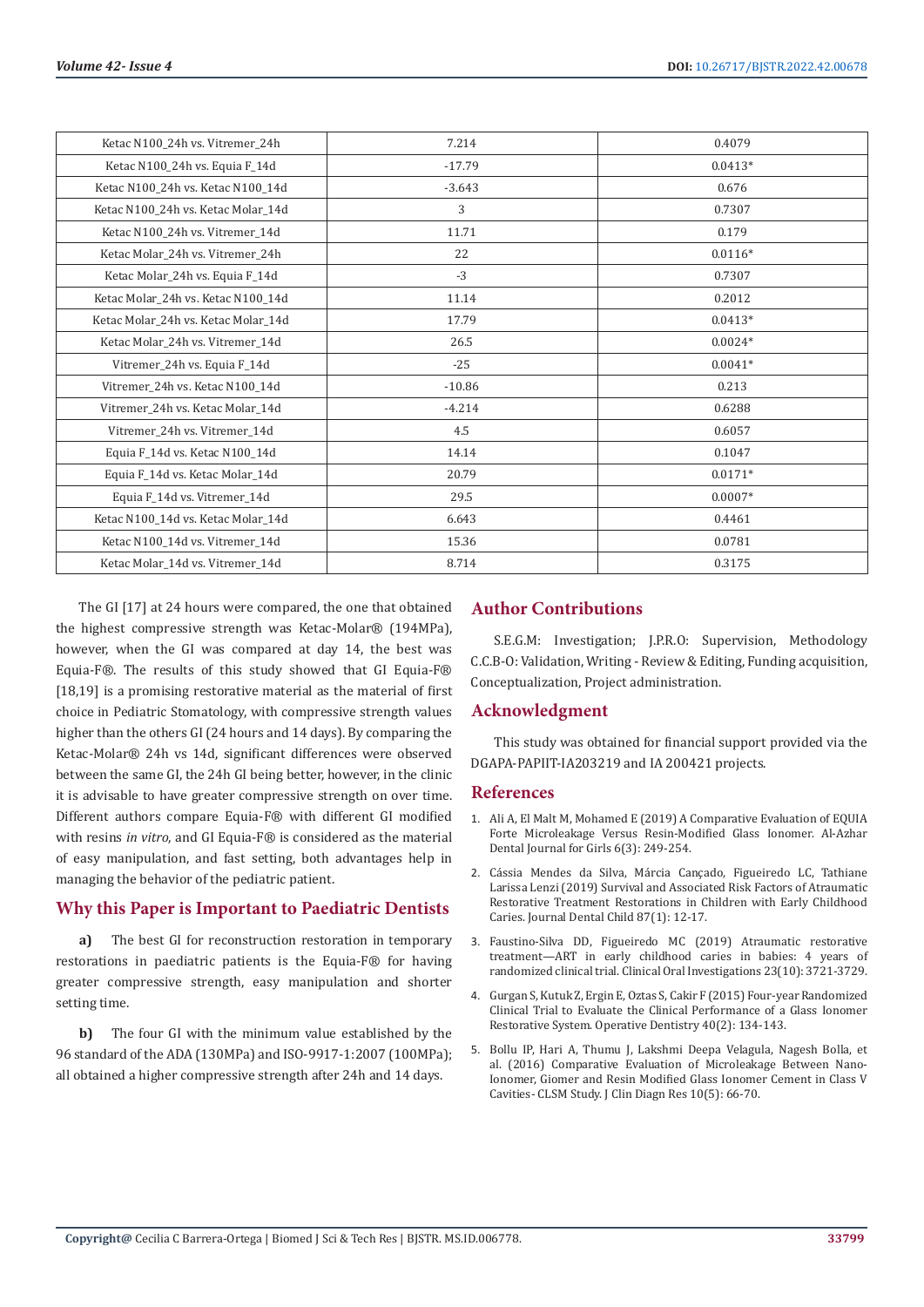| | | |
|---|---|---|
| Ketac N100_24h vs. Vitremer_24h | 7.214 | 0.4079 |
| Ketac N100_24h vs. Equia F_14d | -17.79 | 0.0413* |
| Ketac N100_24h vs. Ketac N100_14d | -3.643 | 0.676 |
| Ketac N100_24h vs. Ketac Molar_14d | 3 | 0.7307 |
| Ketac N100_24h vs. Vitremer_14d | 11.71 | 0.179 |
| Ketac Molar_24h vs. Vitremer_24h | 22 | 0.0116* |
| Ketac Molar_24h vs. Equia F_14d | -3 | 0.7307 |
| Ketac Molar_24h vs. Ketac N100_14d | 11.14 | 0.2012 |
| Ketac Molar_24h vs. Ketac Molar_14d | 17.79 | 0.0413* |
| Ketac Molar_24h vs. Vitremer_14d | 26.5 | 0.0024* |
| Vitremer_24h vs. Equia F_14d | -25 | 0.0041* |
| Vitremer_24h vs. Ketac N100_14d | -10.86 | 0.213 |
| Vitremer_24h vs. Ketac Molar_14d | -4.214 | 0.6288 |
| Vitremer_24h vs. Vitremer_14d | 4.5 | 0.6057 |
| Equia F_14d vs. Ketac N100_14d | 14.14 | 0.1047 |
| Equia F_14d vs. Ketac Molar_14d | 20.79 | 0.0171* |
| Equia F_14d vs. Vitremer_14d | 29.5 | 0.0007* |
| Ketac N100_14d vs. Ketac Molar_14d | 6.643 | 0.4461 |
| Ketac N100_14d vs. Vitremer_14d | 15.36 | 0.0781 |
| Ketac Molar_14d vs. Vitremer_14d | 8.714 | 0.3175 |

The GI [17] at 24 hours were compared, the one that obtained the highest compressive strength was Ketac-Molar® (194MPa), however, when the GI was compared at day 14, the best was Equia-F®. The results of this study showed that GI Equia-F® [18,19] is a promising restorative material as the material of first choice in Pediatric Stomatology, with compressive strength values higher than the others GI (24 hours and 14 days). By comparing the Ketac-Molar® 24h vs 14d, significant differences were observed between the same GI, the 24h GI being better, however, in the clinic it is advisable to have greater compressive strength on over time. Different authors compare Equia-F® with different GI modified with resins *in vitro*, and GI Equia-F® is considered as the material of easy manipulation, and fast setting, both advantages help in managing the behavior of the pediatric patient.

## Why this Paper is Important to Paediatric Dentists

**a)** The best GI for reconstruction restoration in temporary restorations in paediatric patients is the Equia-F® for having greater compressive strength, easy manipulation and shorter setting time.

**b)** The four GI with the minimum value established by the 96 standard of the ADA (130MPa) and ISO-9917-1:2007 (100MPa); all obtained a higher compressive strength after 24h and 14 days.

## Author Contributions

S.E.G.M: Investigation; J.P.R.O: Supervision, Methodology C.C.B-O: Validation, Writing - Review & Editing, Funding acquisition, Conceptualization, Project administration.

## Acknowledgment

This study was obtained for financial support provided via the DGAPA-PAPIIT-IA203219 and IA 200421 projects.

## References

1. Ali A, El Malt M, Mohamed E (2019) A Comparative Evaluation of EQUIA Forte Microleakage Versus Resin-Modified Glass Ionomer. Al-Azhar Dental Journal for Girls 6(3): 249-254.
2. Cássia Mendes da Silva, Márcia Cançado, Figueiredo LC, Tathiane Larissa Lenzi (2019) Survival and Associated Risk Factors of Atraumatic Restorative Treatment Restorations in Children with Early Childhood Caries. Journal Dental Child 87(1): 12-17.
3. Faustino-Silva DD, Figueiredo MC (2019) Atraumatic restorative treatment—ART in early childhood caries in babies: 4 years of randomized clinical trial. Clinical Oral Investigations 23(10): 3721-3729.
4. Gurgan S, Kutuk Z, Ergin E, Oztas S, Cakir F (2015) Four-year Randomized Clinical Trial to Evaluate the Clinical Performance of a Glass Ionomer Restorative System. Operative Dentistry 40(2): 134-143.
5. Bollu IP, Hari A, Thumu J, Lakshmi Deepa Velagula, Nagesh Bolla, et al. (2016) Comparative Evaluation of Microleakage Between Nano-Ionomer, Giomer and Resin Modified Glass Ionomer Cement in Class V Cavities- CLSM Study. J Clin Diagn Res 10(5): 66-70.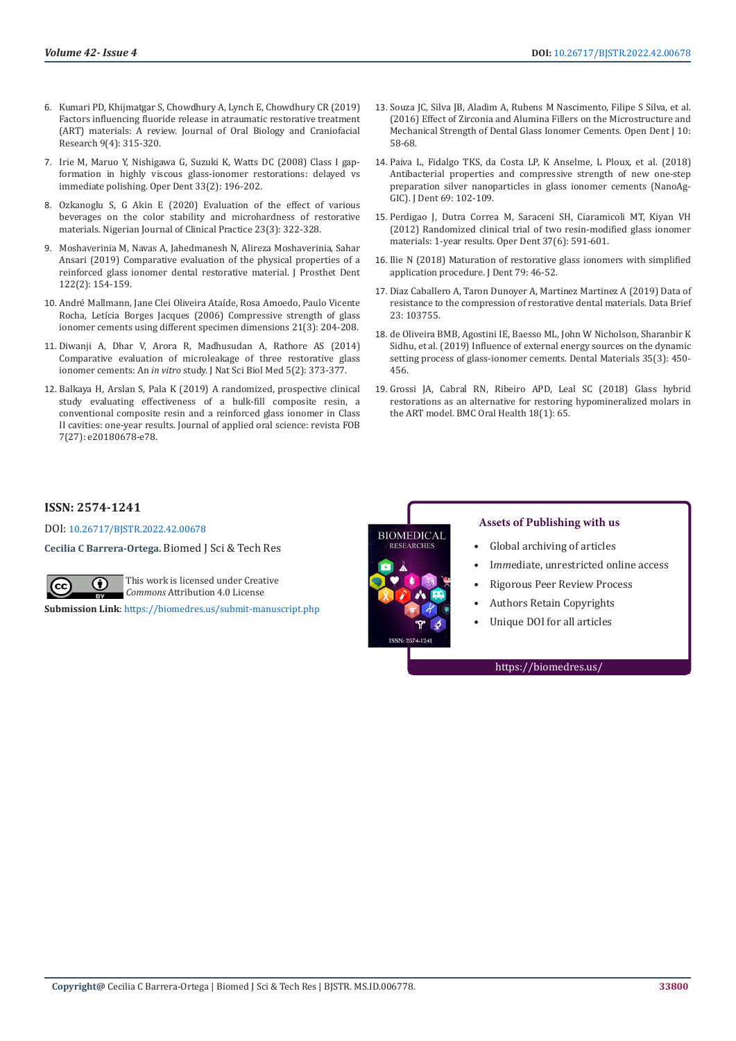6. Kumari PD, Khijmatgar S, Chowdhury A, Lynch E, Chowdhury CR (2019) Factors influencing fluoride release in atraumatic restorative treatment (ART) materials: A review. Journal of Oral Biology and Craniofacial Research 9(4): 315-320.
7. Irie M, Maruo Y, Nishigawa G, Suzuki K, Watts DC (2008) Class I gap-formation in highly viscous glass-ionomer restorations: delayed vs immediate polishing. Oper Dent 33(2): 196-202.
8. Ozkanoglu S, G Akin E (2020) Evaluation of the effect of various beverages on the color stability and microhardness of restorative materials. Nigerian Journal of Clinical Practice 23(3): 322-328.
9. Moshaverinia M, Navas A, Jahedmanesh N, Alireza Moshaverinia, Sahar Ansari (2019) Comparative evaluation of the physical properties of a reinforced glass ionomer dental restorative material. J Prosthet Dent 122(2): 154-159.
10. André Mallmann, Jane Clei Oliveira Ataíde, Rosa Amoedo, Paulo Vicente Rocha, Letícia Borges Jacques (2006) Compressive strength of glass ionomer cements using different specimen dimensions 21(3): 204-208.
11. Diwanji A, Dhar V, Arora R, Madhusudan A, Rathore AS (2014) Comparative evaluation of microleakage of three restorative glass ionomer cements: An *in vitro* study. J Nat Sci Biol Med 5(2): 373-377.
12. Balkaya H, Arslan S, Pala K (2019) A randomized, prospective clinical study evaluating effectiveness of a bulk-fill composite resin, a conventional composite resin and a reinforced glass ionomer in Class II cavities: one-year results. Journal of applied oral science: revista FOB 7(27): e20180678-e78.
13. Souza JC, Silva JB, Aladim A, Rubens M Nascimento, Filipe S Silva, et al. (2016) Effect of Zirconia and Alumina Fillers on the Microstructure and Mechanical Strength of Dental Glass Ionomer Cements. Open Dent J 10: 58-68.
14. Paiva L, Fidalgo TKS, da Costa LP, K Anselme, L Ploux, et al. (2018) Antibacterial properties and compressive strength of new one-step preparation silver nanoparticles in glass ionomer cements (NanoAg-GIC). J Dent 69: 102-109.
15. Perdigao J, Dutra Correa M, Saraceni SH, Ciaramicoli MT, Kiyan VH (2012) Randomized clinical trial of two resin-modified glass ionomer materials: 1-year results. Oper Dent 37(6): 591-601.
16. Ilie N (2018) Maturation of restorative glass ionomers with simplified application procedure. J Dent 79: 46-52.
17. Diaz Caballero A, Taron Dunoyer A, Martinez Martinez A (2019) Data of resistance to the compression of restorative dental materials. Data Brief 23: 103755.
18. de Oliveira BMB, Agostini IE, Baesso ML, John W Nicholson, Sharanbir K Sidhu, et al. (2019) Influence of external energy sources on the dynamic setting process of glass-ionomer cements. Dental Materials 35(3): 450-456.
19. Grossi JA, Cabral RN, Ribeiro APD, Leal SC (2018) Glass hybrid restorations as an alternative for restoring hypomineralized molars in the ART model. BMC Oral Health 18(1): 65.

**ISSN: 2574-1241**

DOI: 10.26717/BJSTR.2022.42.00678

**Cecilia C Barrera-Ortega.** Biomed J Sci & Tech Res

This work is licensed under Creative *Commons* Attribution 4.0 License

**Submission Link**: https://biomedres.us/submit-manuscript.php

**Assets of Publishing with us**

- Global archiving of articles
- Immediate, unrestricted online access
- Rigorous Peer Review Process
- Authors Retain Copyrights
- Unique DOI for all articles

https://biomedres.us/